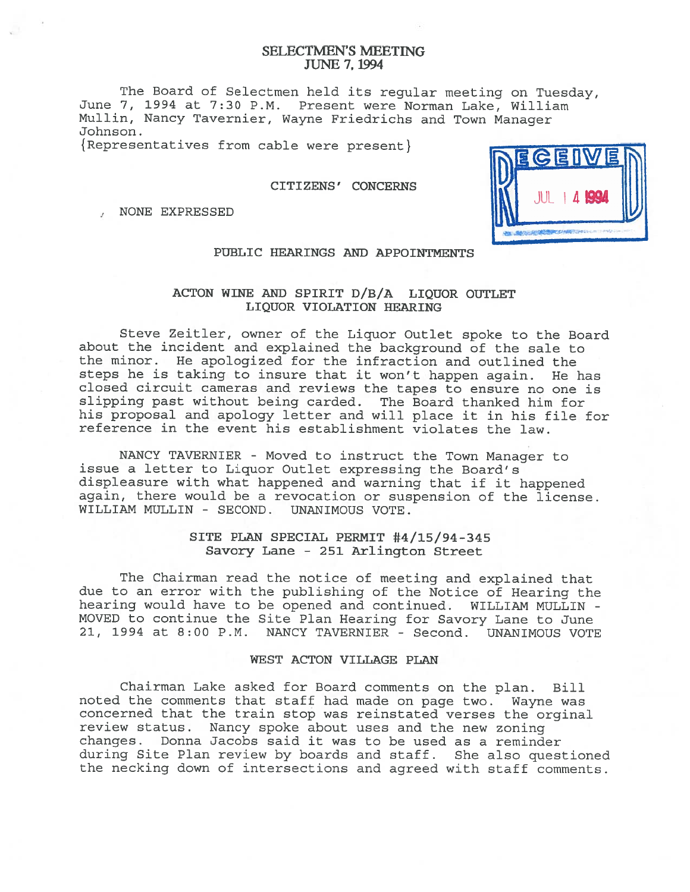# SELECTMEN'S MEETING
## JUNE 7, 1994

The Board of Selectmen held its regular meeting on Tuesday, June 7, 1994 at 7:30 P.M. Present were Norman Lake, William Mullin, Nancy Tavernier, Wayne Friedrichs and Town Manager Johnson.
{Representatives from cable were present}

RECEIVED JUL 14 1994

### CITIZENS' CONCERNS

NONE EXPRESSED

### PUBLIC HEARINGS AND APPOINTMENTS

#### ACTON WINE AND SPIRIT D/B/A LIQUOR OUTLET LIQUOR VIOLATION HEARING

Steve Zeitler, owner of the Liquor Outlet spoke to the Board about the incident and explained the background of the sale to the minor. He apologized for the infraction and outlined the steps he is taking to insure that it won't happen again. He has closed circuit cameras and reviews the tapes to ensure no one is slipping past without being carded. The Board thanked him for his proposal and apology letter and will place it in his file for reference in the event his establishment violates the law.

NANCY TAVERNIER - Moved to instruct the Town Manager to issue a letter to Liquor Outlet expressing the Board's displeasure with what happened and warning that if it happened again, there would be a revocation or suspension of the license. WILLIAM MULLIN - SECOND. UNANIMOUS VOTE.

#### SITE PLAN SPECIAL PERMIT #4/15/94-345
#### Savory Lane - 251 Arlington Street

The Chairman read the notice of meeting and explained that due to an error with the publishing of the Notice of Hearing the hearing would have to be opened and continued. WILLIAM MULLIN - MOVED to continue the Site Plan Hearing for Savory Lane to June 21, 1994 at 8:00 P.M. NANCY TAVERNIER - Second. UNANIMOUS VOTE

#### WEST ACTON VILLAGE PLAN

Chairman Lake asked for Board comments on the plan. Bill noted the comments that staff had made on page two. Wayne was concerned that the train stop was reinstated verses the orginal review status. Nancy spoke about uses and the new zoning changes. Donna Jacobs said it was to be used as a reminder during Site Plan review by boards and staff. She also questioned the necking down of intersections and agreed with staff comments.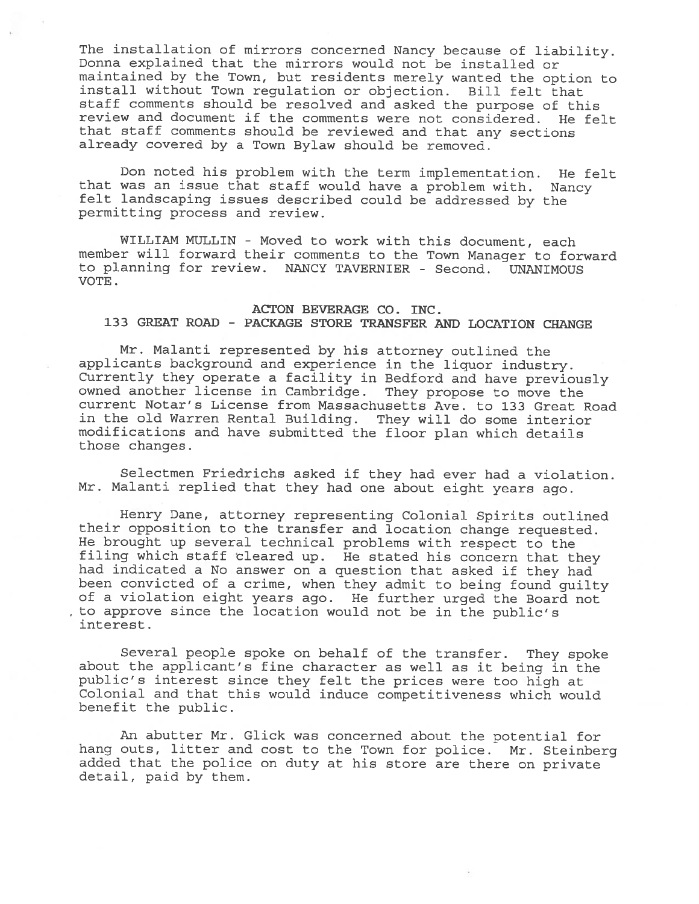The installation of mirrors concerned Nancy because of liability. Donna explained that the mirrors would not be installed or maintained by the Town, but residents merely wanted the option to install without Town regulation or objection. Bill felt that staff comments should be resolved and asked the purpose of this review and document if the comments were not considered. He felt that staff comments should be reviewed and that any sections already covered by a Town Bylaw should be removed.

Don noted his problem with the term implementation. He felt that was an issue that staff would have a problem with. Nancy felt landscaping issues described could be addressed by the permitting process and review.

WILLIAM MULLIN - Moved to work with this document, each member will forward their comments to the Town Manager to forward to planning for review. NANCY TAVERNIER - Second. UNANIMOUS VOTE.

**ACTON BEVERAGE CO. INC.**
**133 GREAT ROAD - PACKAGE STORE TRANSFER AND LOCATION CHANGE**

Mr. Malanti represented by his attorney outlined the applicants background and experience in the liquor industry. Currently they operate a facility in Bedford and have previously owned another license in Cambridge. They propose to move the current Notar's License from Massachusetts Ave. to 133 Great Road in the old Warren Rental Building. They will do some interior modifications and have submitted the floor plan which details those changes.

Selectmen Friedrichs asked if they had ever had a violation. Mr. Malanti replied that they had one about eight years ago.

Henry Dane, attorney representing Colonial Spirits outlined their opposition to the transfer and location change requested. He brought up several technical problems with respect to the filing which staff cleared up. He stated his concern that they had indicated a No answer on a question that asked if they had been convicted of a crime, when they admit to being found guilty of a violation eight years ago. He further urged the Board not to approve since the location would not be in the public's interest.

Several people spoke on behalf of the transfer. They spoke about the applicant's fine character as well as it being in the public's interest since they felt the prices were too high at Colonial and that this would induce competitiveness which would benefit the public.

An abutter Mr. Glick was concerned about the potential for hang outs, litter and cost to the Town for police. Mr. Steinberg added that the police on duty at his store are there on private detail, paid by them.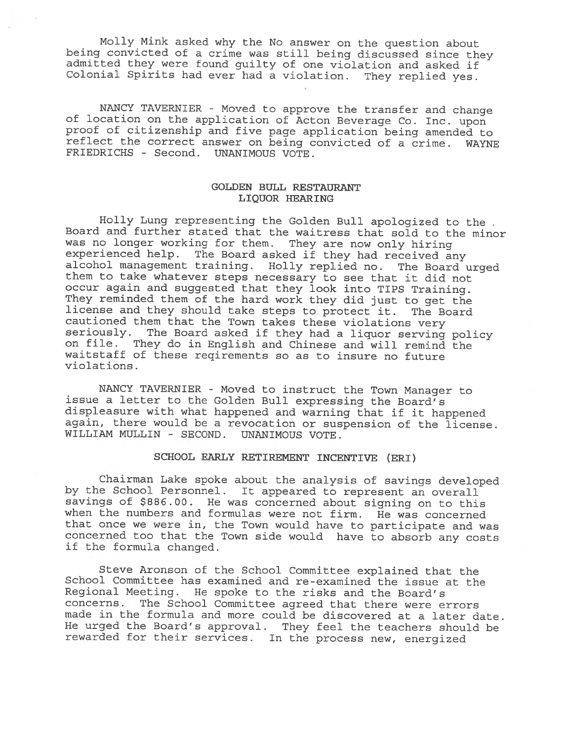Molly Mink asked why the No answer on the question about being convicted of a crime was still being discussed since they admitted they were found guilty of one violation and asked if Colonial Spirits had ever had a violation. They replied yes.

NANCY TAVERNIER - Moved to approve the transfer and change of location on the application of Acton Beverage Co. Inc. upon proof of citizenship and five page application being amended to reflect the correct answer on being convicted of a crime. WAYNE FRIEDRICHS - Second. UNANIMOUS VOTE.

## GOLDEN BULL RESTAURANT LIQUOR HEARING

Holly Lung representing the Golden Bull apologized to the Board and further stated that the waitress that sold to the minor was no longer working for them. They are now only hiring experienced help. The Board asked if they had received any alcohol management training. Holly replied no. The Board urged them to take whatever steps necessary to see that it did not occur again and suggested that they look into TIPS Training. They reminded them of the hard work they did just to get the license and they should take steps to protect it. The Board cautioned them that the Town takes these violations very seriously. The Board asked if they had a liquor serving policy on file. They do in English and Chinese and will remind the waitstaff of these reqirements so as to insure no future violations.

NANCY TAVERNIER - Moved to instruct the Town Manager to issue a letter to the Golden Bull expressing the Board's displeasure with what happened and warning that if it happened again, there would be a revocation or suspension of the license. WILLIAM MULLIN - SECOND. UNANIMOUS VOTE.

## SCHOOL EARLY RETIREMENT INCENTIVE (ERI)

Chairman Lake spoke about the analysis of savings developed by the School Personnel. It appeared to represent an overall savings of $886.00. He was concerned about signing on to this when the numbers and formulas were not firm. He was concerned that once we were in, the Town would have to participate and was concerned too that the Town side would have to absorb any costs if the formula changed.

Steve Aronson of the School Committee explained that the School Committee has examined and re-examined the issue at the Regional Meeting. He spoke to the risks and the Board's concerns. The School Committee agreed that there were errors made in the formula and more could be discovered at a later date. He urged the Board's approval. They feel the teachers should be rewarded for their services. In the process new, energized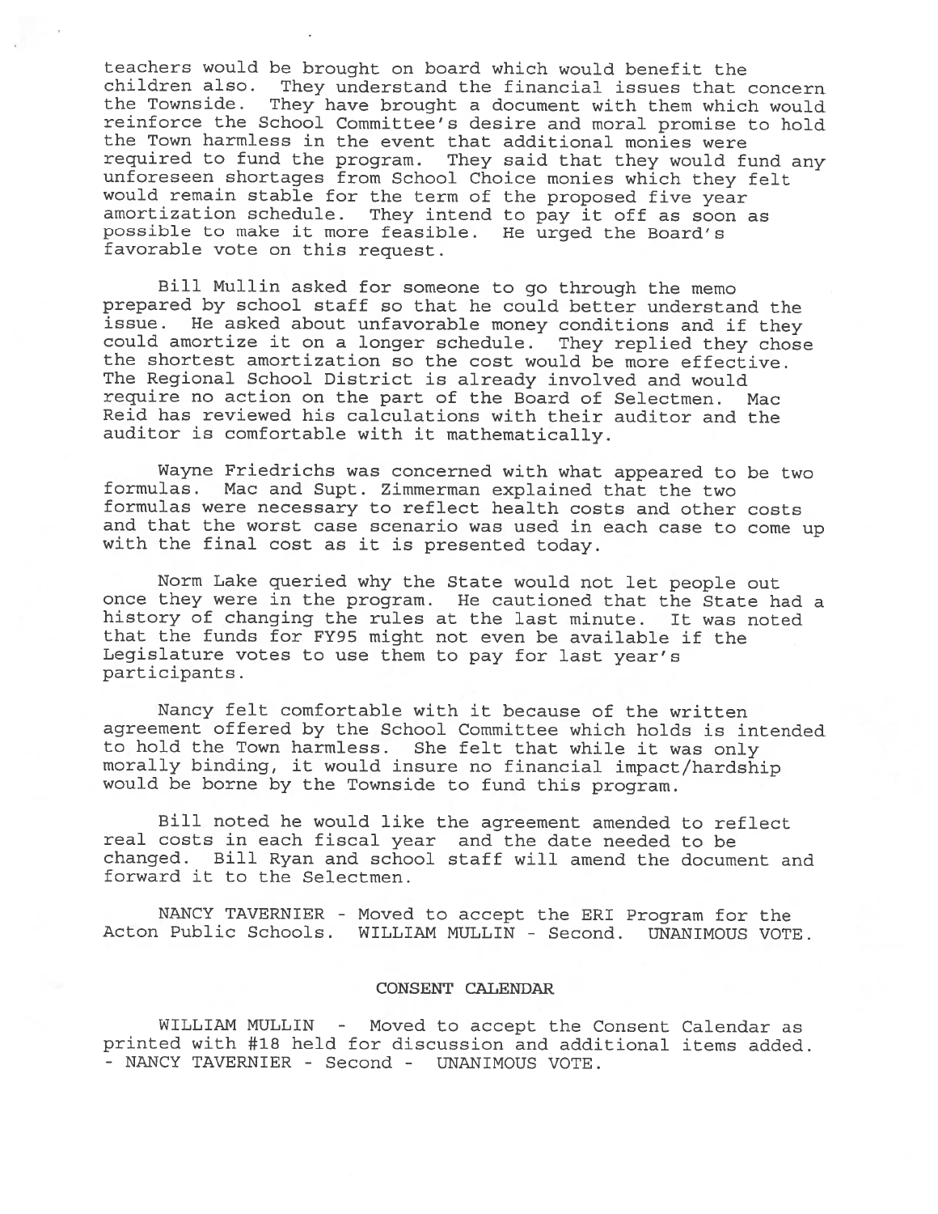teachers would be brought on board which would benefit the children also. They understand the financial issues that concern the Townside. They have brought a document with them which would reinforce the School Committee's desire and moral promise to hold the Town harmless in the event that additional monies were required to fund the program. They said that they would fund any unforeseen shortages from School Choice monies which they felt would remain stable for the term of the proposed five year amortization schedule. They intend to pay it off as soon as possible to make it more feasible. He urged the Board's favorable vote on this request.

Bill Mullin asked for someone to go through the memo prepared by school staff so that he could better understand the issue. He asked about unfavorable money conditions and if they could amortize it on a longer schedule. They replied they chose the shortest amortization so the cost would be more effective. The Regional School District is already involved and would require no action on the part of the Board of Selectmen. Mac Reid has reviewed his calculations with their auditor and the auditor is comfortable with it mathematically.

Wayne Friedrichs was concerned with what appeared to be two formulas. Mac and Supt. Zimmerman explained that the two formulas were necessary to reflect health costs and other costs and that the worst case scenario was used in each case to come up with the final cost as it is presented today.

Norm Lake queried why the State would not let people out once they were in the program. He cautioned that the State had a history of changing the rules at the last minute. It was noted that the funds for FY95 might not even be available if the Legislature votes to use them to pay for last year's participants.

Nancy felt comfortable with it because of the written agreement offered by the School Committee which holds is intended to hold the Town harmless. She felt that while it was only morally binding, it would insure no financial impact/hardship would be borne by the Townside to fund this program.

Bill noted he would like the agreement amended to reflect real costs in each fiscal year and the date needed to be changed. Bill Ryan and school staff will amend the document and forward it to the Selectmen.

NANCY TAVERNIER - Moved to accept the ERI Program for the Acton Public Schools. WILLIAM MULLIN - Second. UNANIMOUS VOTE.

## CONSENT CALENDAR

WILLIAM MULLIN - Moved to accept the Consent Calendar as printed with #18 held for discussion and additional items added. - NANCY TAVERNIER - Second - UNANIMOUS VOTE.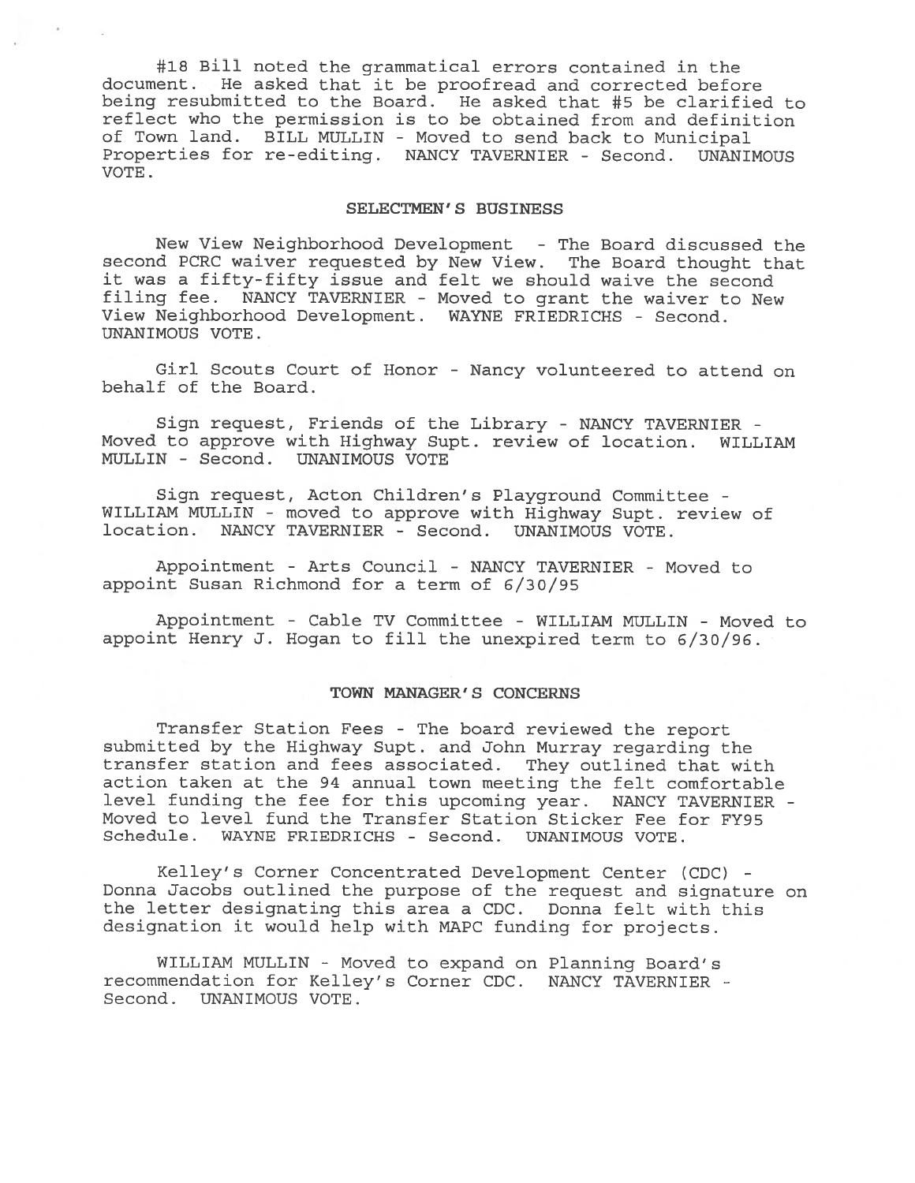#18 Bill noted the grammatical errors contained in the document. He asked that it be proofread and corrected before being resubmitted to the Board. He asked that #5 be clarified to reflect who the permission is to be obtained from and definition of Town land. BILL MULLIN - Moved to send back to Municipal Properties for re-editing. NANCY TAVERNIER - Second. UNANIMOUS VOTE.

## SELECTMEN'S BUSINESS

New View Neighborhood Development - The Board discussed the second PCRC waiver requested by New View. The Board thought that it was a fifty-fifty issue and felt we should waive the second filing fee. NANCY TAVERNIER - Moved to grant the waiver to New View Neighborhood Development. WAYNE FRIEDRICHS - Second. UNANIMOUS VOTE.

Girl Scouts Court of Honor - Nancy volunteered to attend on behalf of the Board.

Sign request, Friends of the Library - NANCY TAVERNIER - Moved to approve with Highway Supt. review of location. WILLIAM MULLIN - Second. UNANIMOUS VOTE

Sign request, Acton Children's Playground Committee - WILLIAM MULLIN - moved to approve with Highway Supt. review of location. NANCY TAVERNIER - Second. UNANIMOUS VOTE.

Appointment - Arts Council - NANCY TAVERNIER - Moved to appoint Susan Richmond for a term of 6/30/95

Appointment - Cable TV Committee - WILLIAM MULLIN - Moved to appoint Henry J. Hogan to fill the unexpired term to 6/30/96.

## TOWN MANAGER'S CONCERNS

Transfer Station Fees - The board reviewed the report submitted by the Highway Supt. and John Murray regarding the transfer station and fees associated. They outlined that with action taken at the 94 annual town meeting the felt comfortable level funding the fee for this upcoming year. NANCY TAVERNIER - Moved to level fund the Transfer Station Sticker Fee for FY95 Schedule. WAYNE FRIEDRICHS - Second. UNANIMOUS VOTE.

Kelley's Corner Concentrated Development Center (CDC) - Donna Jacobs outlined the purpose of the request and signature on the letter designating this area a CDC. Donna felt with this designation it would help with MAPC funding for projects.

WILLIAM MULLIN - Moved to expand on Planning Board's recommendation for Kelley's Corner CDC. NANCY TAVERNIER - Second. UNANIMOUS VOTE.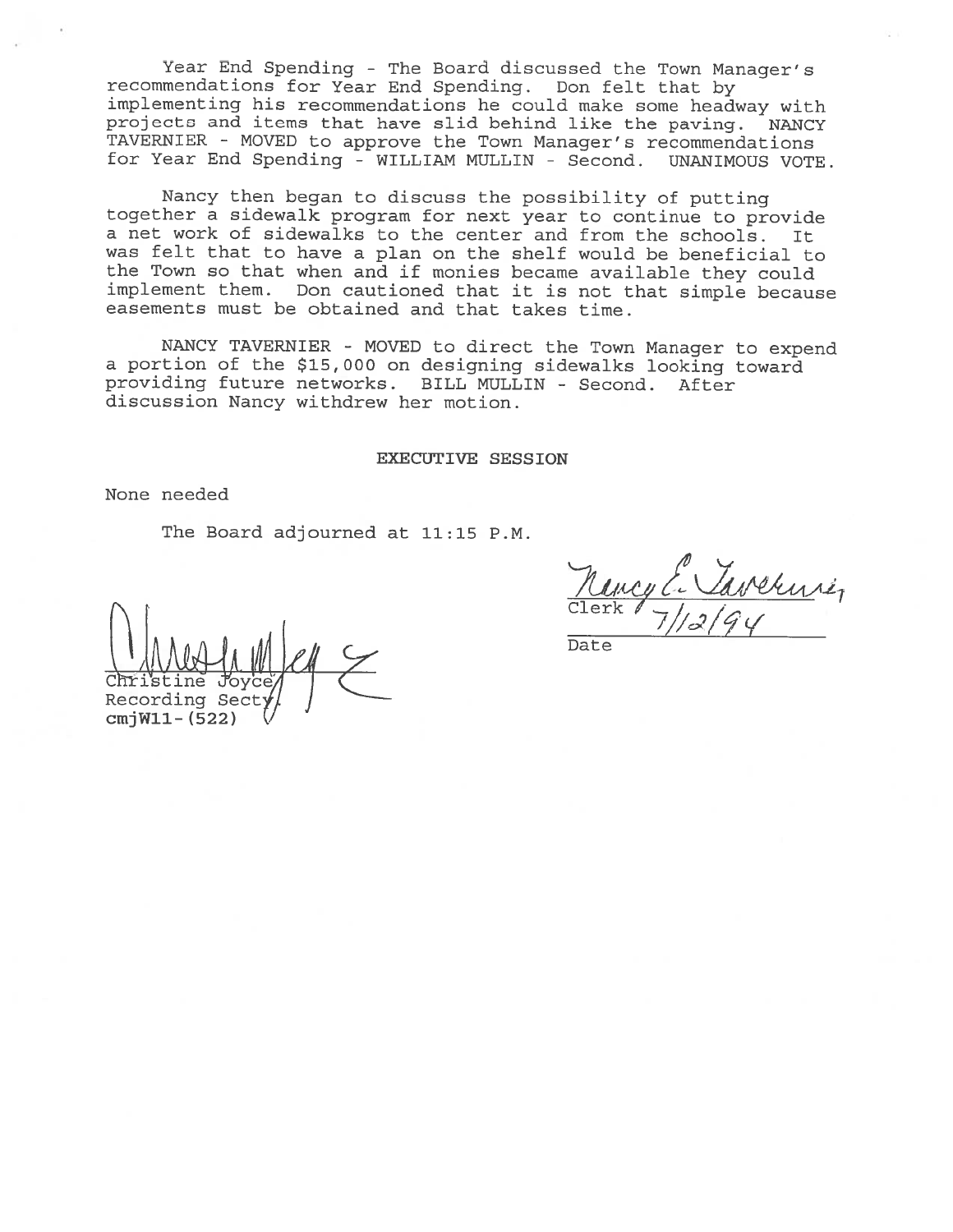Year End Spending - The Board discussed the Town Manager's recommendations for Year End Spending. Don felt that by implementing his recommendations he could make some headway with projects and items that have slid behind like the paving. NANCY TAVERNIER - MOVED to approve the Town Manager's recommendations for Year End Spending - WILLIAM MULLIN - Second. UNANIMOUS VOTE.

Nancy then began to discuss the possibility of putting together a sidewalk program for next year to continue to provide a net work of sidewalks to the center and from the schools. It was felt that to have a plan on the shelf would be beneficial to the Town so that when and if monies became available they could implement them. Don cautioned that it is not that simple because easements must be obtained and that takes time.

NANCY TAVERNIER - MOVED to direct the Town Manager to expend a portion of the $15,000 on designing sidewalks looking toward providing future networks. BILL MULLIN - Second. After discussion Nancy withdrew her motion.

## EXECUTIVE SESSION

None needed

The Board adjourned at 11:15 P.M.

Nancy E. Tavernier
Clerk

7/12/94
Date

Christine Joyce
Recording Secty
cmjW11-(522)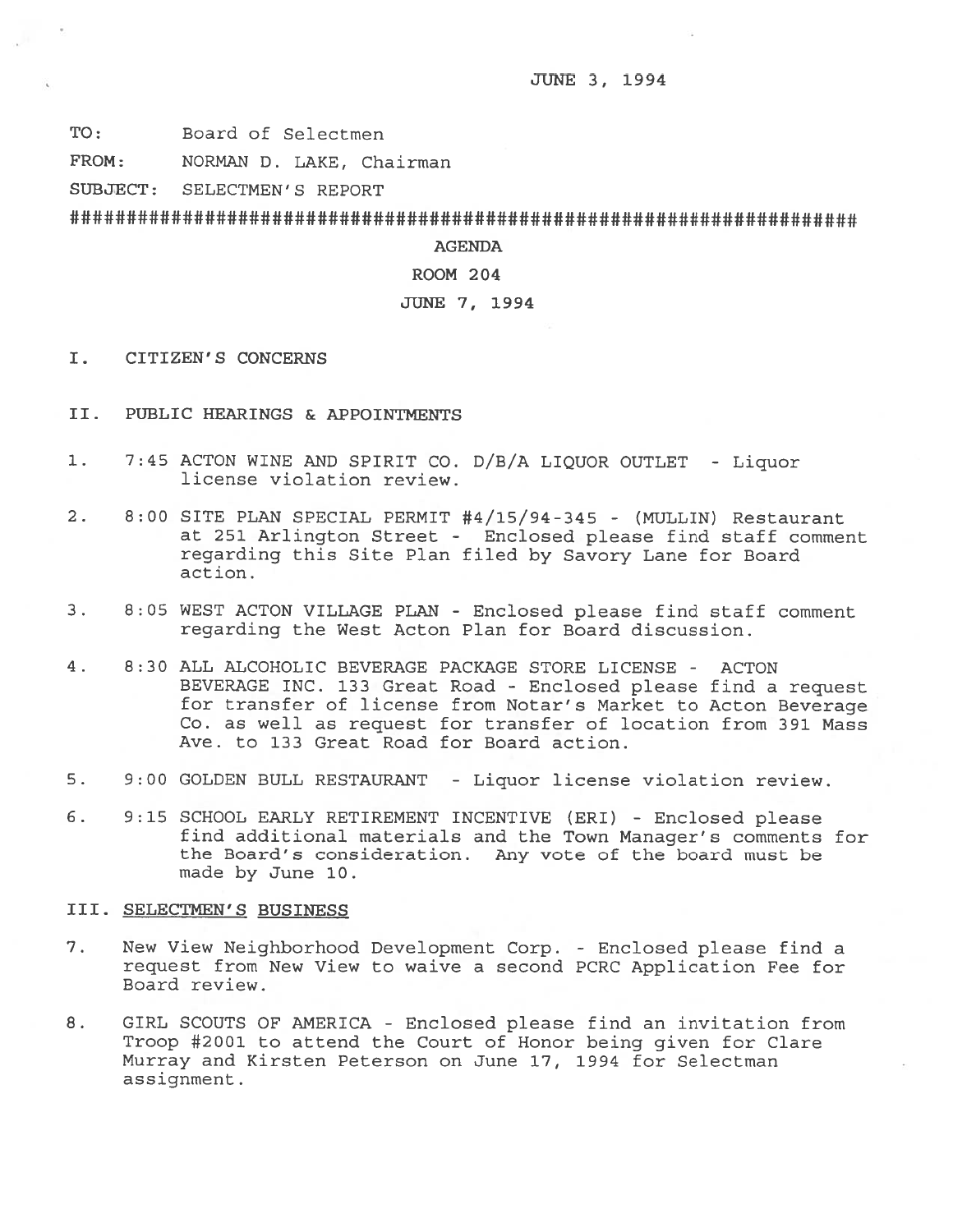JUNE 3, 1994

TO: Board of Selectmen

FROM: NORMAN D. LAKE, Chairman

SUBJECT: SELECTMEN'S REPORT

########################################################################

AGENDA

ROOM 204

JUNE 7, 1994

I. CITIZEN'S CONCERNS

II. PUBLIC HEARINGS & APPOINTMENTS

1. 7:45 ACTON WINE AND SPIRIT CO. D/B/A LIQUOR OUTLET - Liquor license violation review.

2. 8:00 SITE PLAN SPECIAL PERMIT #4/15/94-345 - (MULLIN) Restaurant at 251 Arlington Street - Enclosed please find staff comment regarding this Site Plan filed by Savory Lane for Board action.

3. 8:05 WEST ACTON VILLAGE PLAN - Enclosed please find staff comment regarding the West Acton Plan for Board discussion.

4. 8:30 ALL ALCOHOLIC BEVERAGE PACKAGE STORE LICENSE - ACTON BEVERAGE INC. 133 Great Road - Enclosed please find a request for transfer of license from Notar's Market to Acton Beverage Co. as well as request for transfer of location from 391 Mass Ave. to 133 Great Road for Board action.

5. 9:00 GOLDEN BULL RESTAURANT - Liquor license violation review.

6. 9:15 SCHOOL EARLY RETIREMENT INCENTIVE (ERI) - Enclosed please find additional materials and the Town Manager's comments for the Board's consideration. Any vote of the board must be made by June 10.

III. <u>SELECTMEN'S BUSINESS</u>

7. New View Neighborhood Development Corp. - Enclosed please find a request from New View to waive a second PCRC Application Fee for Board review.

8. GIRL SCOUTS OF AMERICA - Enclosed please find an invitation from Troop #2001 to attend the Court of Honor being given for Clare Murray and Kirsten Peterson on June 17, 1994 for Selectman assignment.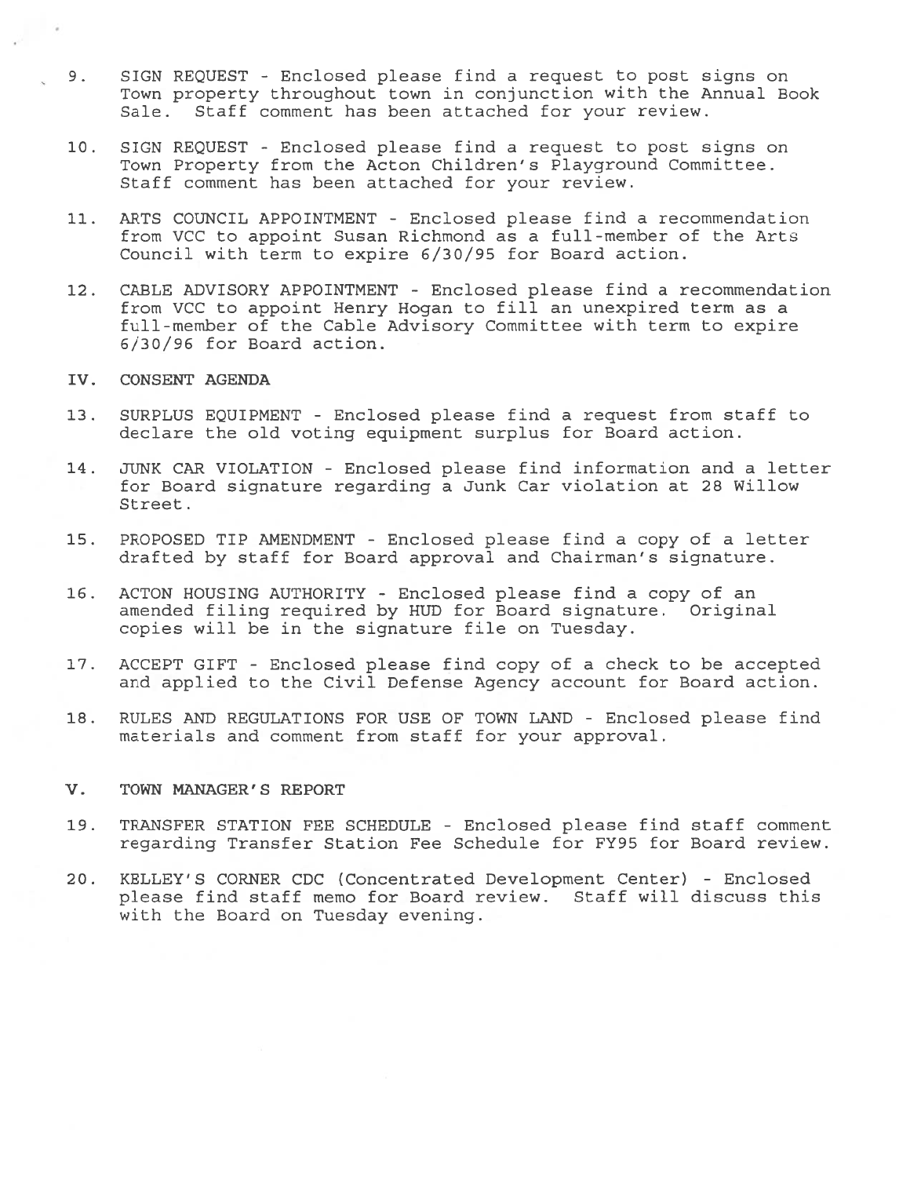9. SIGN REQUEST - Enclosed please find a request to post signs on Town property throughout town in conjunction with the Annual Book Sale. Staff comment has been attached for your review.

10. SIGN REQUEST - Enclosed please find a request to post signs on Town Property from the Acton Children's Playground Committee. Staff comment has been attached for your review.

11. ARTS COUNCIL APPOINTMENT - Enclosed please find a recommendation from VCC to appoint Susan Richmond as a full-member of the Arts Council with term to expire 6/30/95 for Board action.

12. CABLE ADVISORY APPOINTMENT - Enclosed please find a recommendation from VCC to appoint Henry Hogan to fill an unexpired term as a full-member of the Cable Advisory Committee with term to expire 6/30/96 for Board action.

## IV. CONSENT AGENDA

13. SURPLUS EQUIPMENT - Enclosed please find a request from staff to declare the old voting equipment surplus for Board action.

14. JUNK CAR VIOLATION - Enclosed please find information and a letter for Board signature regarding a Junk Car violation at 28 Willow Street.

15. PROPOSED TIP AMENDMENT - Enclosed please find a copy of a letter drafted by staff for Board approval and Chairman's signature.

16. ACTON HOUSING AUTHORITY - Enclosed please find a copy of an amended filing required by HUD for Board signature. Original copies will be in the signature file on Tuesday.

17. ACCEPT GIFT - Enclosed please find copy of a check to be accepted and applied to the Civil Defense Agency account for Board action.

18. RULES AND REGULATIONS FOR USE OF TOWN LAND - Enclosed please find materials and comment from staff for your approval.

## V. TOWN MANAGER'S REPORT

19. TRANSFER STATION FEE SCHEDULE - Enclosed please find staff comment regarding Transfer Station Fee Schedule for FY95 for Board review.

20. KELLEY'S CORNER CDC (Concentrated Development Center) - Enclosed please find staff memo for Board review. Staff will discuss this with the Board on Tuesday evening.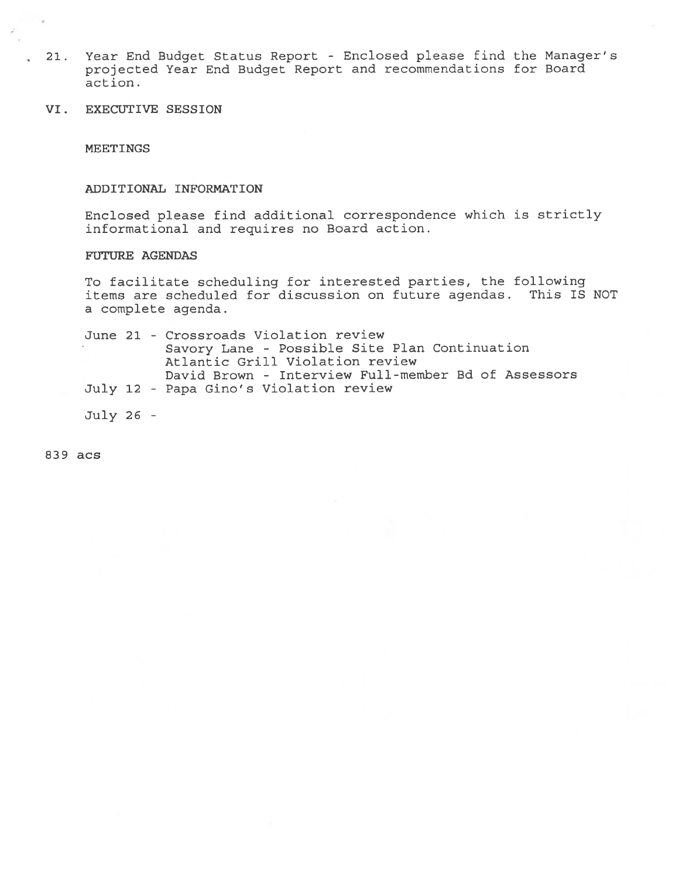21. Year End Budget Status Report - Enclosed please find the Manager's projected Year End Budget Report and recommendations for Board action.

## VI. EXECUTIVE SESSION

MEETINGS

ADDITIONAL INFORMATION

Enclosed please find additional correspondence which is strictly informational and requires no Board action.

**FUTURE AGENDAS**

To facilitate scheduling for interested parties, the following items are scheduled for discussion on future agendas. This IS NOT a complete agenda.

June 21 - Crossroads Violation review
Savory Lane - Possible Site Plan Continuation
Atlantic Grill Violation review
David Brown - Interview Full-member Bd of Assessors
July 12 - Papa Gino's Violation review

July 26 -

839 acs